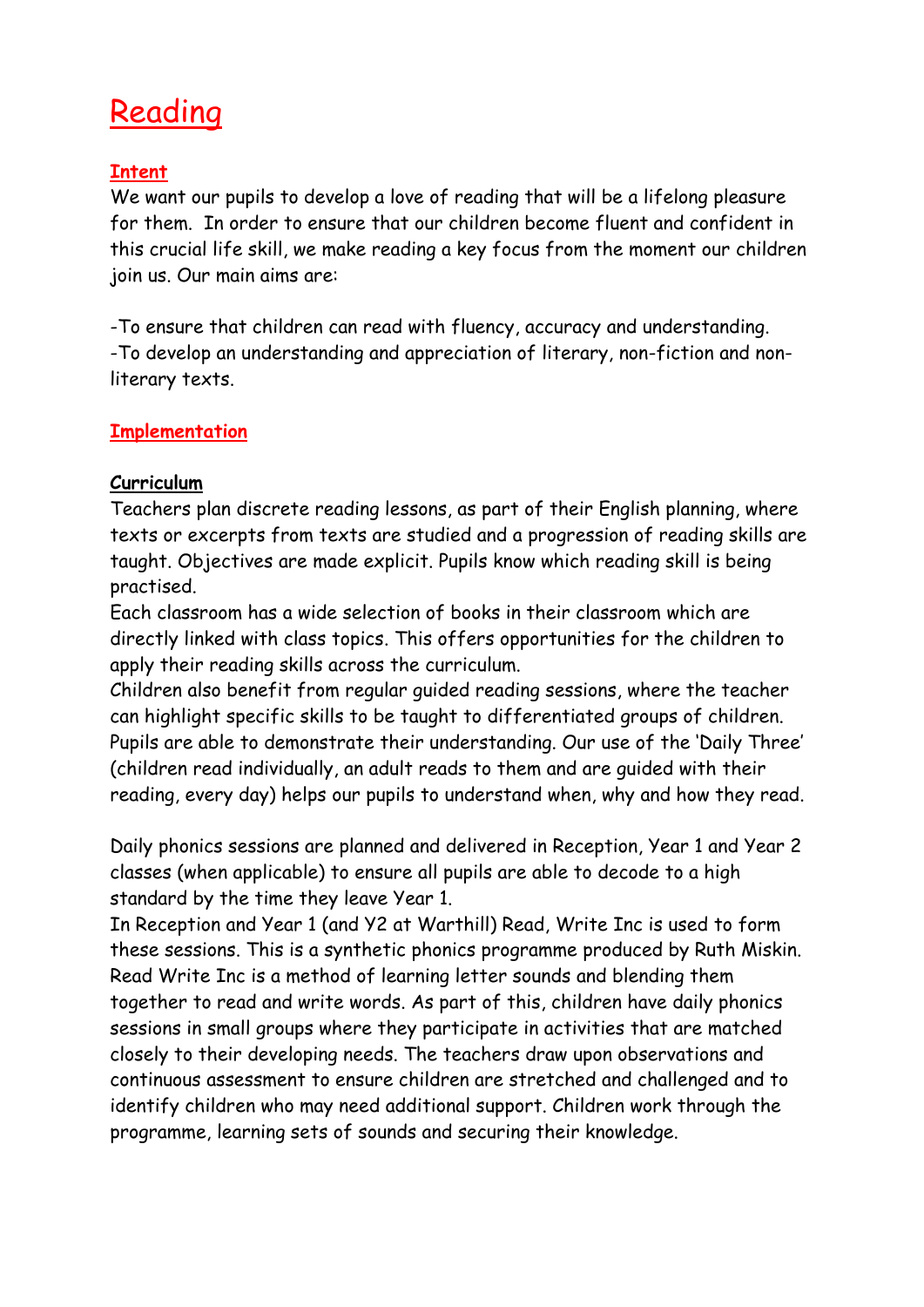# Reading

## Intent

We want our pupils to develop a love of reading that will be a lifelong pleasure for them. In order to ensure that our children become fluent and confident in this crucial life skill, we make reading a key focus from the moment our children join us. Our main aims are:

-To ensure that children can read with fluency, accuracy and understanding.
-To develop an understanding and appreciation of literary, non-fiction and non-literary texts.

## Implementation

### Curriculum

Teachers plan discrete reading lessons, as part of their English planning, where texts or excerpts from texts are studied and a progression of reading skills are taught. Objectives are made explicit. Pupils know which reading skill is being practised.
Each classroom has a wide selection of books in their classroom which are directly linked with class topics. This offers opportunities for the children to apply their reading skills across the curriculum.
Children also benefit from regular guided reading sessions, where the teacher can highlight specific skills to be taught to differentiated groups of children. Pupils are able to demonstrate their understanding. Our use of the 'Daily Three' (children read individually, an adult reads to them and are guided with their reading, every day) helps our pupils to understand when, why and how they read.

Daily phonics sessions are planned and delivered in Reception, Year 1 and Year 2 classes (when applicable) to ensure all pupils are able to decode to a high standard by the time they leave Year 1.
In Reception and Year 1 (and Y2 at Warthill) Read, Write Inc is used to form these sessions. This is a synthetic phonics programme produced by Ruth Miskin. Read Write Inc is a method of learning letter sounds and blending them together to read and write words. As part of this, children have daily phonics sessions in small groups where they participate in activities that are matched closely to their developing needs. The teachers draw upon observations and continuous assessment to ensure children are stretched and challenged and to identify children who may need additional support. Children work through the programme, learning sets of sounds and securing their knowledge.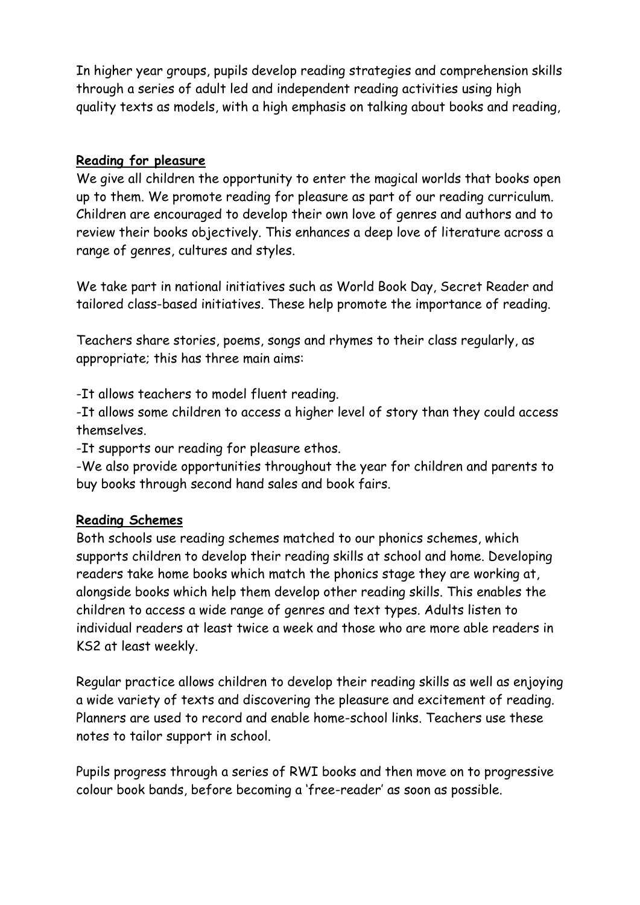In higher year groups, pupils develop reading strategies and comprehension skills through a series of adult led and independent reading activities using high quality texts as models, with a high emphasis on talking about books and reading,

**Reading for pleasure**

We give all children the opportunity to enter the magical worlds that books open up to them. We promote reading for pleasure as part of our reading curriculum. Children are encouraged to develop their own love of genres and authors and to review their books objectively. This enhances a deep love of literature across a range of genres, cultures and styles.

We take part in national initiatives such as World Book Day, Secret Reader and tailored class-based initiatives. These help promote the importance of reading.

Teachers share stories, poems, songs and rhymes to their class regularly, as appropriate; this has three main aims:

- It allows teachers to model fluent reading.
- It allows some children to access a higher level of story than they could access themselves.
- It supports our reading for pleasure ethos.
- We also provide opportunities throughout the year for children and parents to buy books through second hand sales and book fairs.

**Reading Schemes**

Both schools use reading schemes matched to our phonics schemes, which supports children to develop their reading skills at school and home. Developing readers take home books which match the phonics stage they are working at, alongside books which help them develop other reading skills. This enables the children to access a wide range of genres and text types. Adults listen to individual readers at least twice a week and those who are more able readers in KS2 at least weekly.

Regular practice allows children to develop their reading skills as well as enjoying a wide variety of texts and discovering the pleasure and excitement of reading. Planners are used to record and enable home-school links. Teachers use these notes to tailor support in school.

Pupils progress through a series of RWI books and then move on to progressive colour book bands, before becoming a 'free-reader' as soon as possible.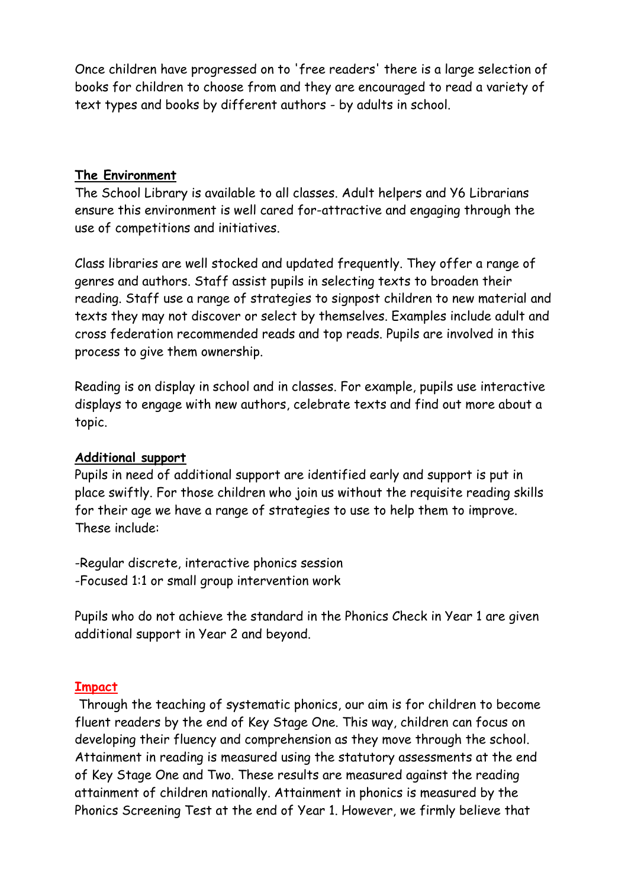Once children have progressed on to 'free readers' there is a large selection of books for children to choose from and they are encouraged to read a variety of text types and books by different authors - by adults in school.

## **The Environment**

The School Library is available to all classes. Adult helpers and Y6 Librarians ensure this environment is well cared for-attractive and engaging through the use of competitions and initiatives.

Class libraries are well stocked and updated frequently. They offer a range of genres and authors. Staff assist pupils in selecting texts to broaden their reading. Staff use a range of strategies to signpost children to new material and texts they may not discover or select by themselves. Examples include adult and cross federation recommended reads and top reads. Pupils are involved in this process to give them ownership.

Reading is on display in school and in classes. For example, pupils use interactive displays to engage with new authors, celebrate texts and find out more about a topic.

## **Additional support**

Pupils in need of additional support are identified early and support is put in place swiftly. For those children who join us without the requisite reading skills for their age we have a range of strategies to use to help them to improve. These include:

-Regular discrete, interactive phonics session
-Focused 1:1 or small group intervention work

Pupils who do not achieve the standard in the Phonics Check in Year 1 are given additional support in Year 2 and beyond.

## **Impact**

Through the teaching of systematic phonics, our aim is for children to become fluent readers by the end of Key Stage One. This way, children can focus on developing their fluency and comprehension as they move through the school. Attainment in reading is measured using the statutory assessments at the end of Key Stage One and Two. These results are measured against the reading attainment of children nationally. Attainment in phonics is measured by the Phonics Screening Test at the end of Year 1. However, we firmly believe that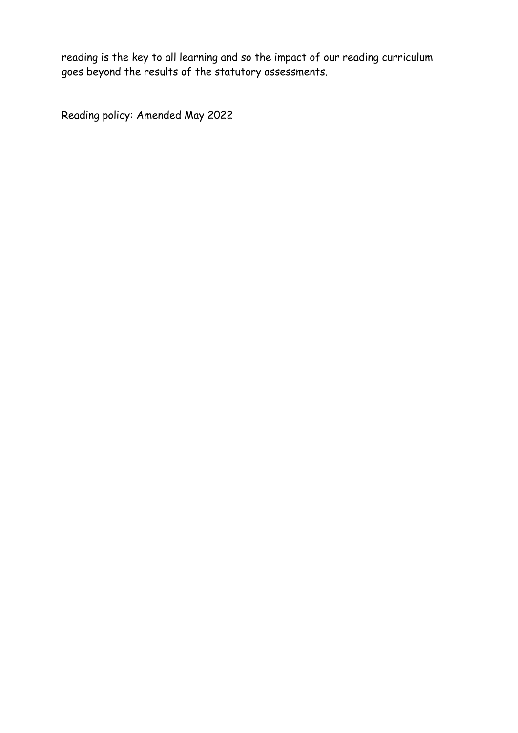reading is the key to all learning and so the impact of our reading curriculum goes beyond the results of the statutory assessments.

Reading policy: Amended May 2022